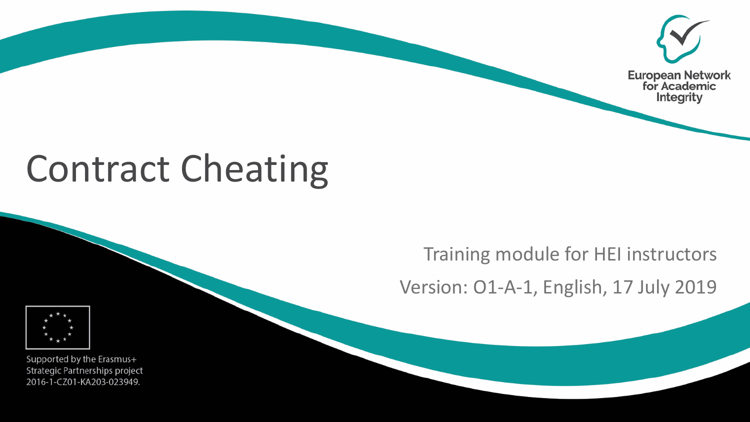European Network for Academic Integrity

# Contract Cheating

Training module for HEI instructors

Version: O1-A-1, English, 17 July 2019

Supported by the Erasmus+ Strategic Partnerships project 2016-1-CZ01-KA203-023949.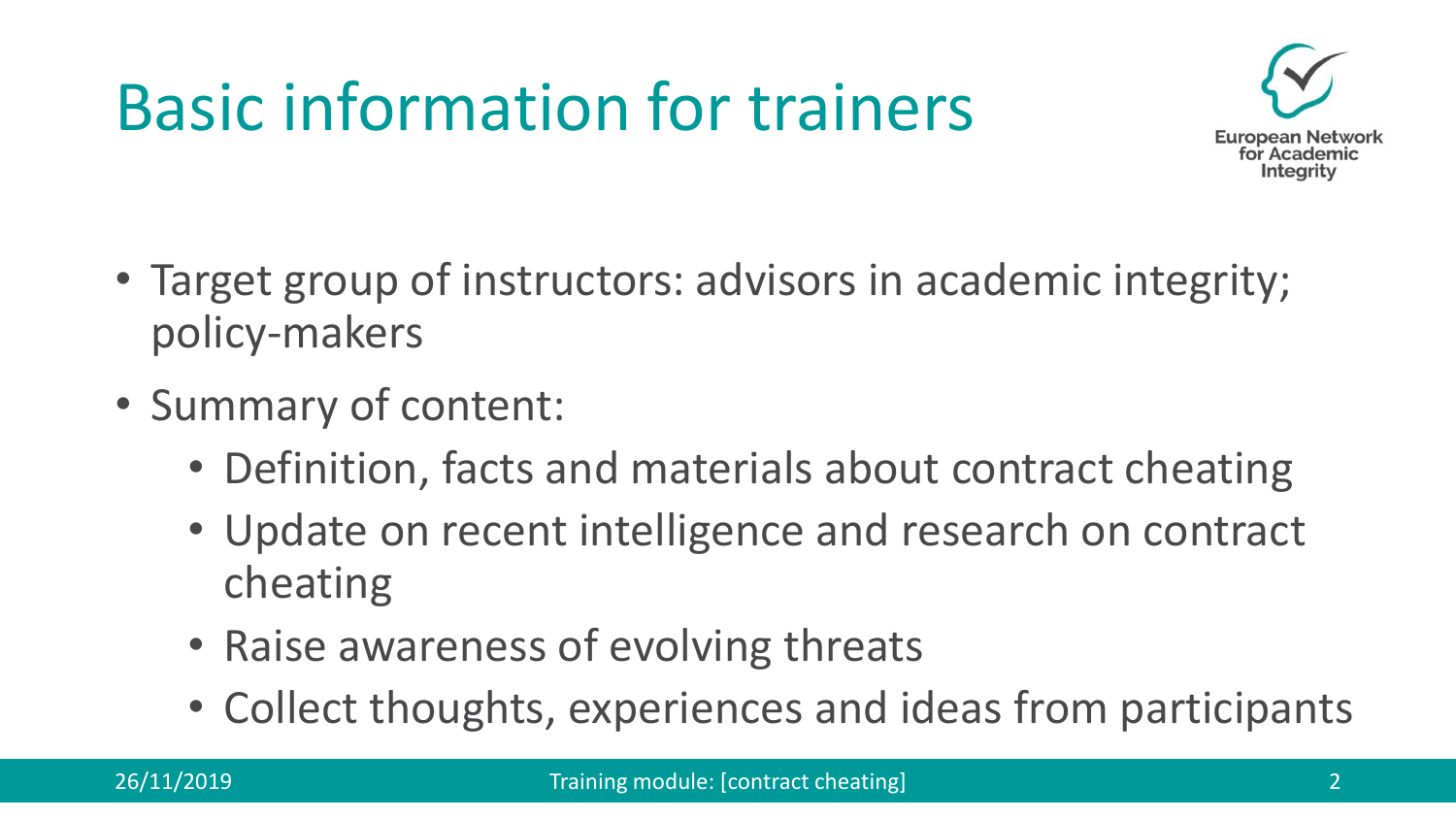# Basic information for trainers

- Target group of instructors: advisors in academic integrity; policy-makers
- Summary of content:
  - Definition, facts and materials about contract cheating
  - Update on recent intelligence and research on contract cheating
  - Raise awareness of evolving threats
  - Collect thoughts, experiences and ideas from participants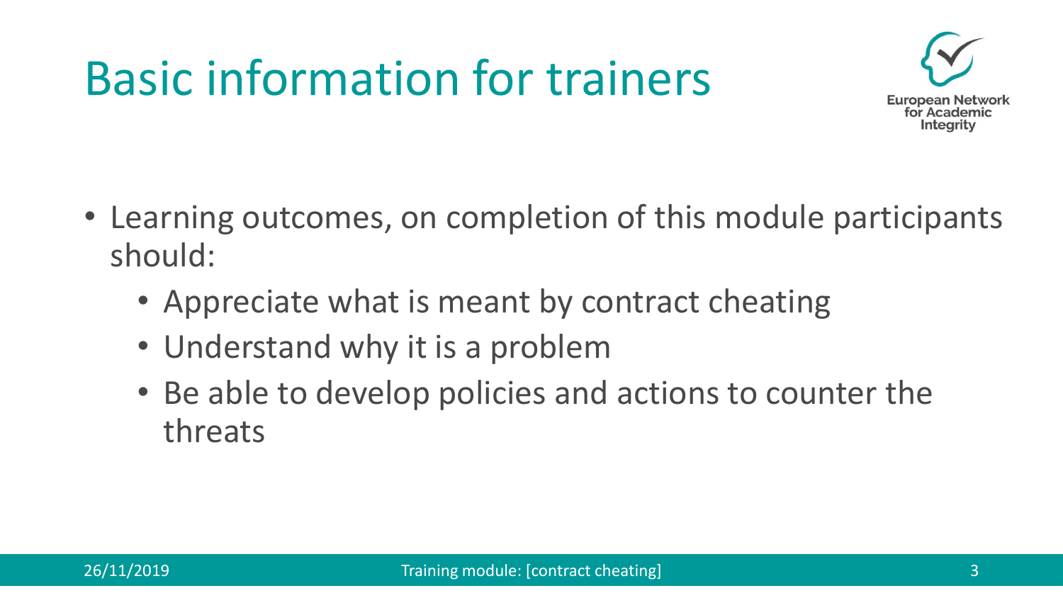# Basic information for trainers

- Learning outcomes, on completion of this module participants should:
  - Appreciate what is meant by contract cheating
  - Understand why it is a problem
  - Be able to develop policies and actions to counter the threats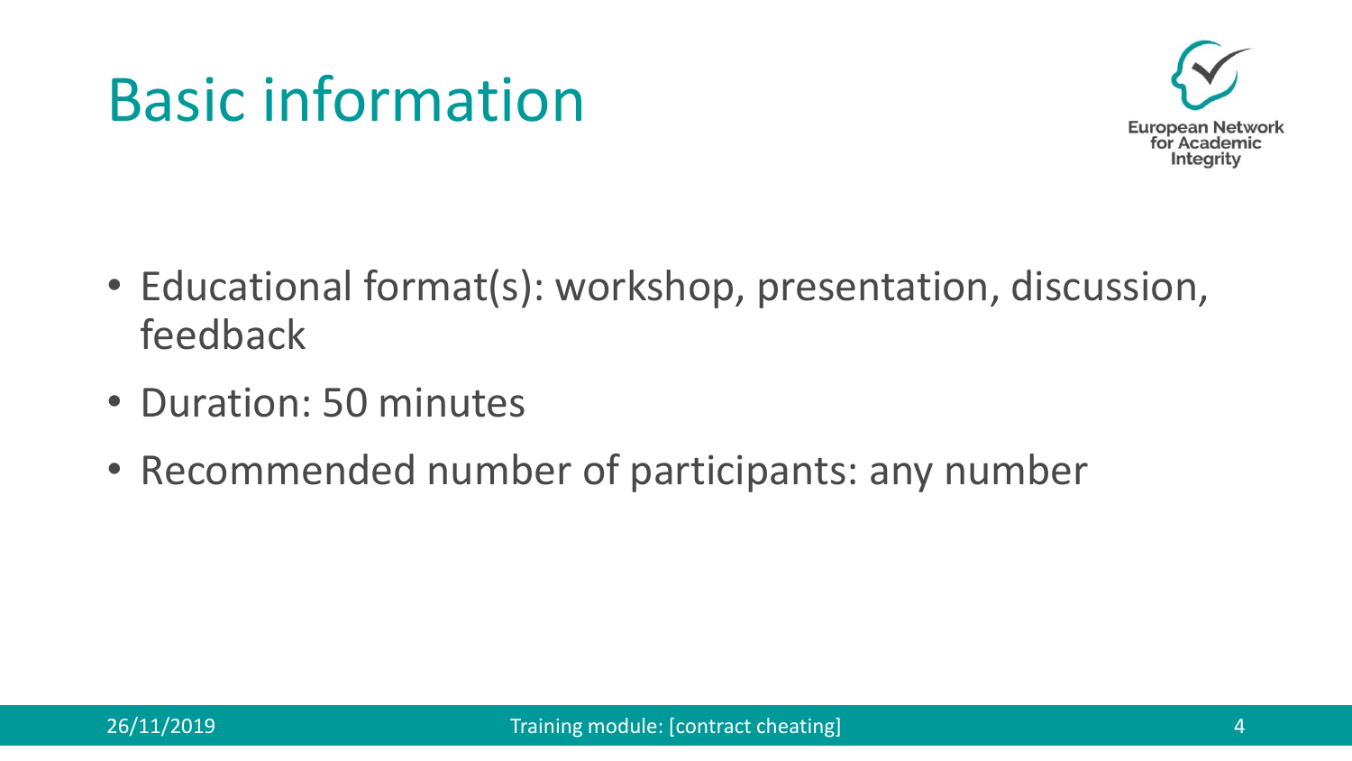# Basic information

- Educational format(s): workshop, presentation, discussion, feedback
- Duration: 50 minutes
- Recommended number of participants: any number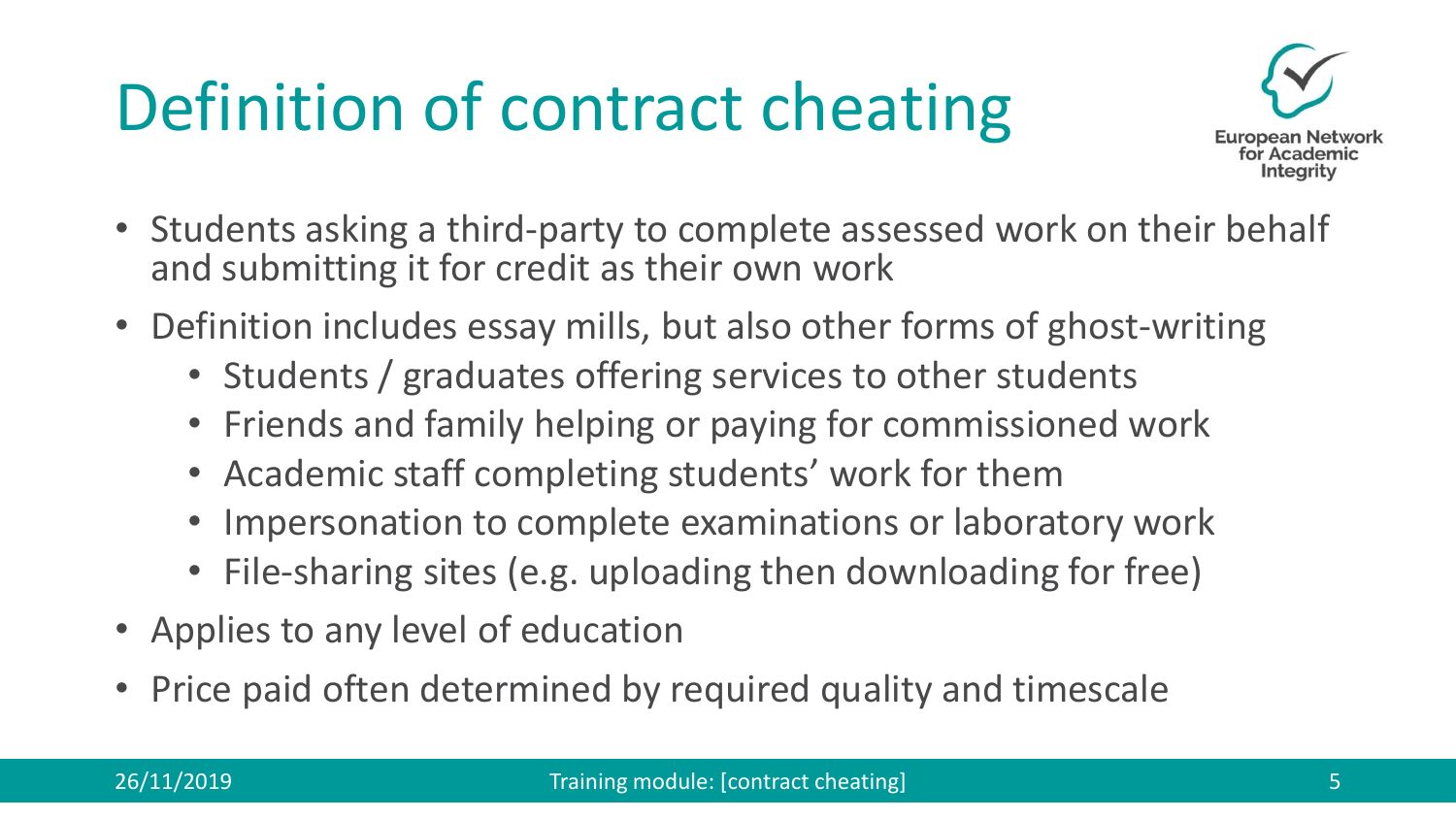# Definition of contract cheating

- Students asking a third-party to complete assessed work on their behalf and submitting it for credit as their own work
- Definition includes essay mills, but also other forms of ghost-writing
  - Students / graduates offering services to other students
  - Friends and family helping or paying for commissioned work
  - Academic staff completing students' work for them
  - Impersonation to complete examinations or laboratory work
  - File-sharing sites (e.g. uploading then downloading for free)
- Applies to any level of education
- Price paid often determined by required quality and timescale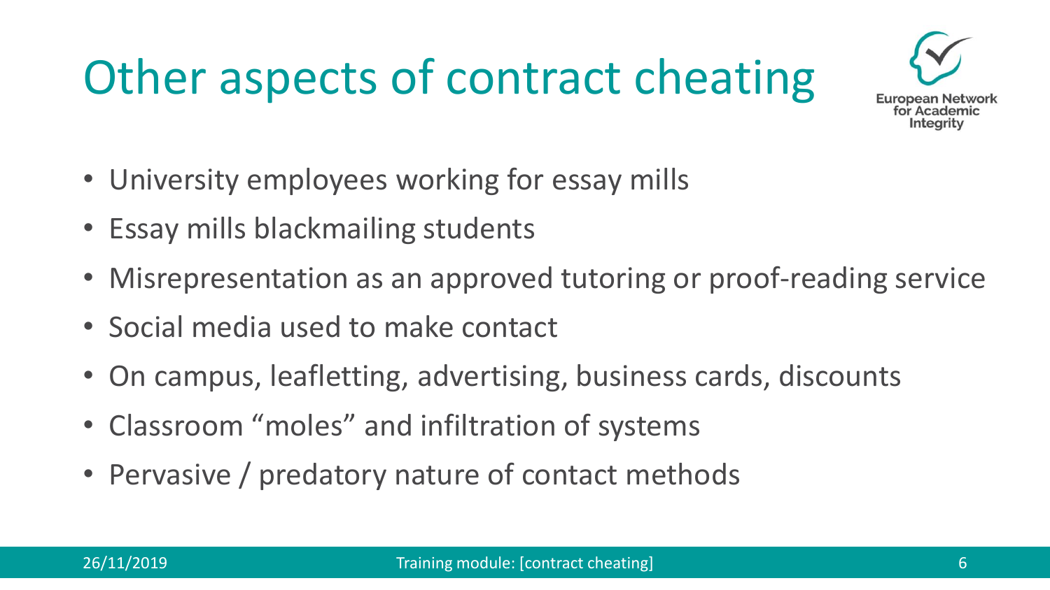# Other aspects of contract cheating

- University employees working for essay mills
- Essay mills blackmailing students
- Misrepresentation as an approved tutoring or proof-reading service
- Social media used to make contact
- On campus, leafletting, advertising, business cards, discounts
- Classroom “moles” and infiltration of systems
- Pervasive / predatory nature of contact methods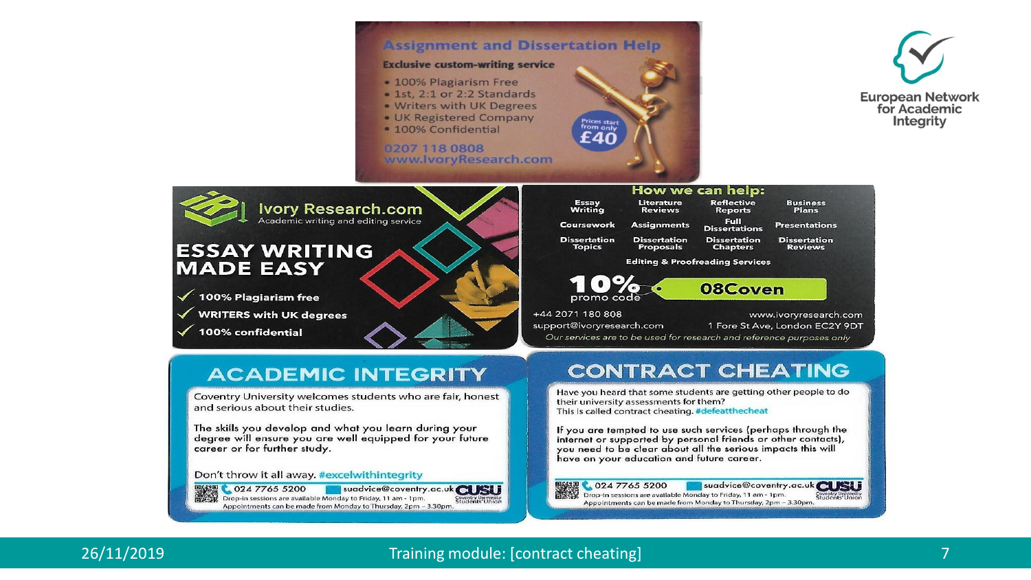## Assignment and Dissertation Help

**Exclusive custom-writing service**

- 100% Plagiarism Free
- 1st, 2:1 or 2:2 Standards
- Writers with UK Degrees
- UK Registered Company
- 100% Confidential

Prices start from only £40

0207 118 0808
www.IvoryResearch.com

## Ivory Research.com

Academic writing and editing service

## ESSAY WRITING MADE EASY

- ✓ 100% Plagiarism free
- ✓ WRITERS with UK degrees
- ✓ 100% confidential

## How we can help:

| Essay Writing | Literature Reviews | Reflective Reports | Business Plans |
|---|---|---|---|
| Coursework | Assignments | Full Dissertations | Presentations |
| Dissertation Topics | Dissertation Proposals | Dissertation Chapters | Dissertation Reviews |

Editing & Proofreading Services

**10%** promo code **08Coven**

+44 2071 180 808
www.ivoryresearch.com
support@ivoryresearch.com
1 Fore St Ave, London EC2Y 9DT

*Our services are to be used for research and reference purposes only*

## ACADEMIC INTEGRITY

Coventry University welcomes students who are fair, honest and serious about their studies.

The skills you develop and what you learn during your degree will ensure you are well equipped for your future career or for further study.

Don't throw it all away. #excelwithintegrity

024 7765 5200 suadvice@coventry.ac.uk CUSU Coventry University Students' Union

Drop-in sessions are available Monday to Friday, 11 am - 1pm.
Appointments can be made from Monday to Thursday, 2pm – 3.30pm.

## CONTRACT CHEATING

Have you heard that some students are getting other people to do their university assessments for them?
This is called contract cheating. #defeatthecheat

If you are tempted to use such services (perhaps through the internet or supported by personal friends or other contacts), you need to be clear about all the serious impacts this will have on your education and future career.

024 7765 5200 suadvice@coventry.ac.uk CUSU Coventry University Students' Union

Drop-in sessions are available Monday to Friday, 11 am - 1pm.
Appointments can be made from Monday to Thursday, 2pm – 3.30pm.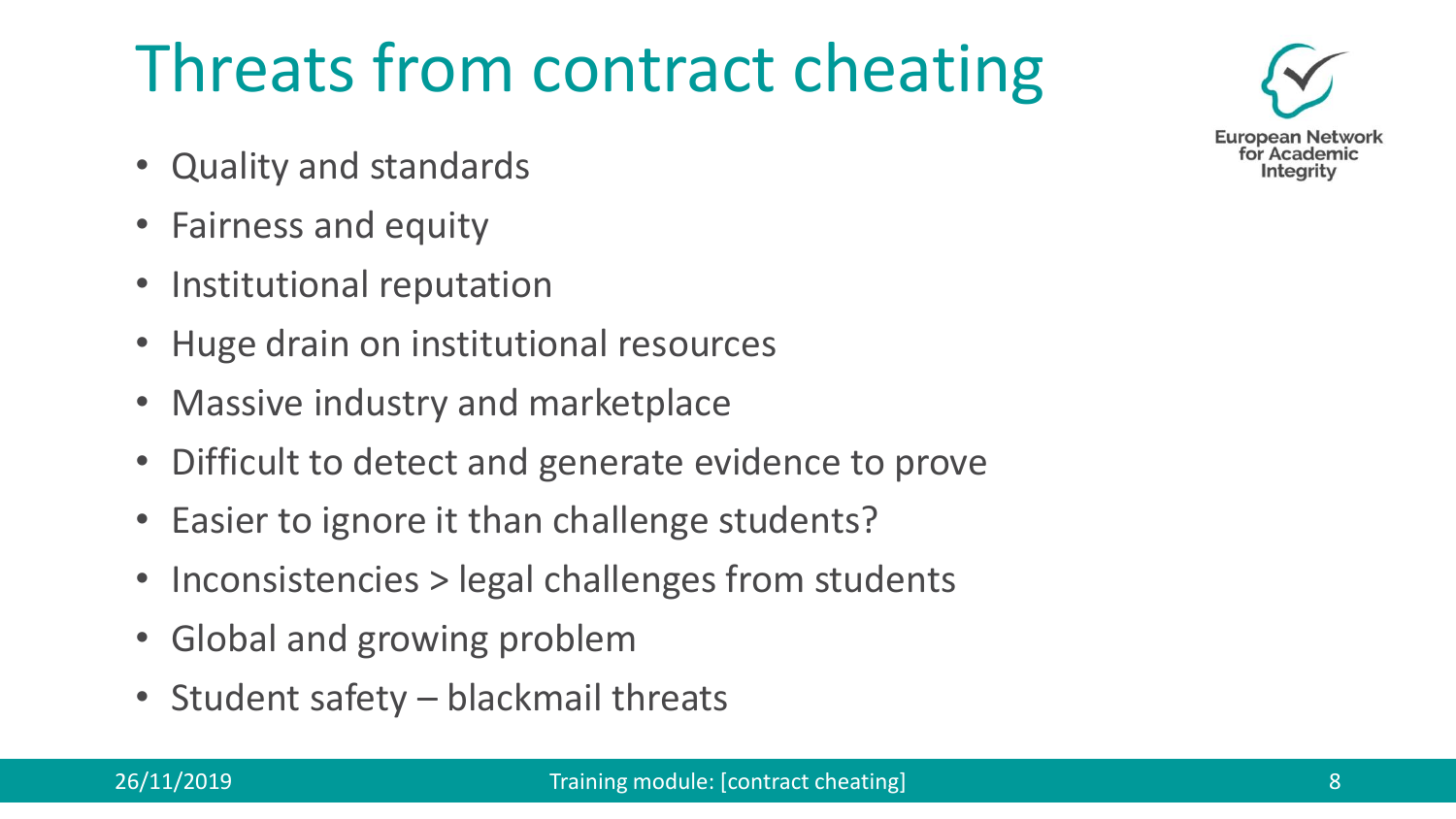# Threats from contract cheating

- Quality and standards
- Fairness and equity
- Institutional reputation
- Huge drain on institutional resources
- Massive industry and marketplace
- Difficult to detect and generate evidence to prove
- Easier to ignore it than challenge students?
- Inconsistencies > legal challenges from students
- Global and growing problem
- Student safety – blackmail threats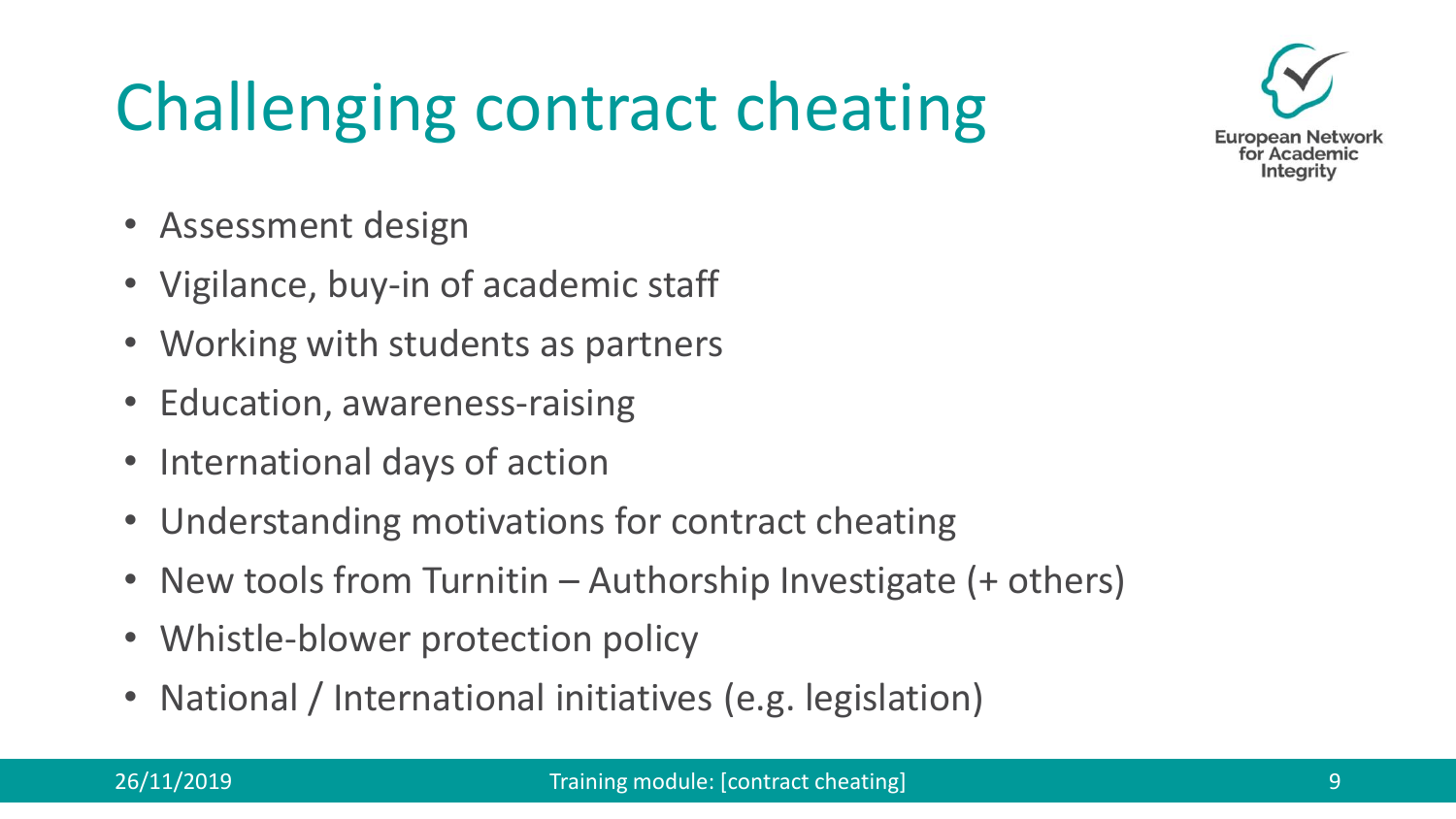# Challenging contract cheating

- Assessment design
- Vigilance, buy-in of academic staff
- Working with students as partners
- Education, awareness-raising
- International days of action
- Understanding motivations for contract cheating
- New tools from Turnitin – Authorship Investigate (+ others)
- Whistle-blower protection policy
- National / International initiatives (e.g. legislation)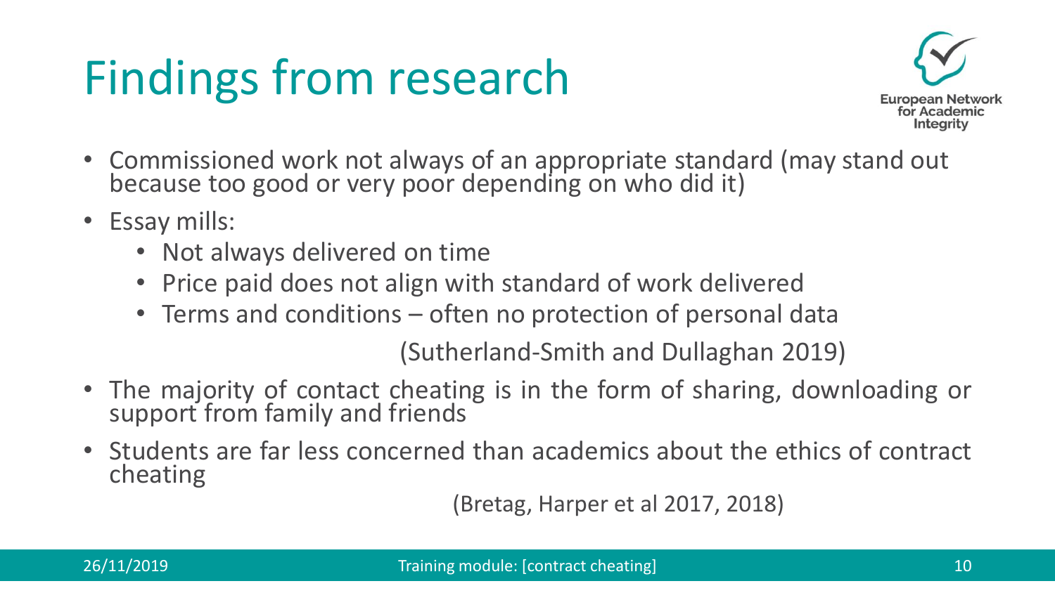# Findings from research

- Commissioned work not always of an appropriate standard (may stand out because too good or very poor depending on who did it)
- Essay mills:
  - Not always delivered on time
  - Price paid does not align with standard of work delivered
  - Terms and conditions – often no protection of personal data

(Sutherland-Smith and Dullaghan 2019)

- The majority of contact cheating is in the form of sharing, downloading or support from family and friends
- Students are far less concerned than academics about the ethics of contract cheating

(Bretag, Harper et al 2017, 2018)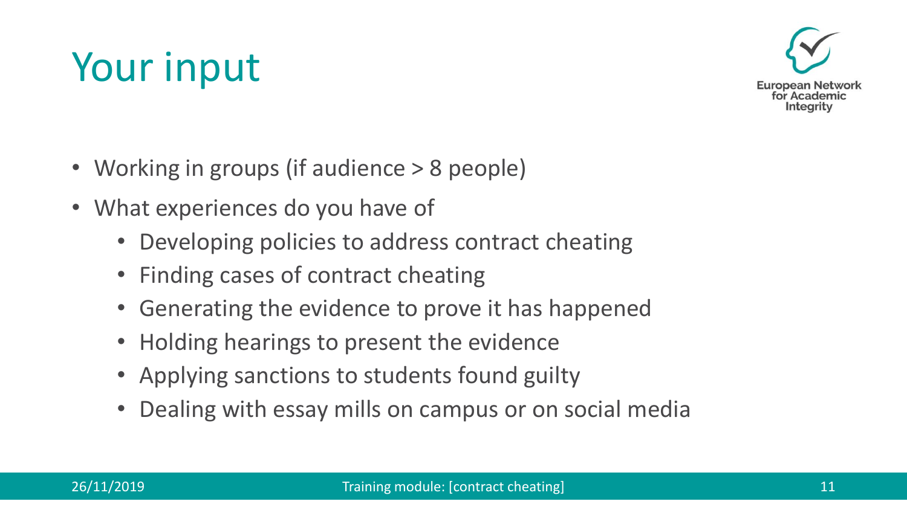# Your input

- Working in groups (if audience > 8 people)
- What experiences do you have of
  - Developing policies to address contract cheating
  - Finding cases of contract cheating
  - Generating the evidence to prove it has happened
  - Holding hearings to present the evidence
  - Applying sanctions to students found guilty
  - Dealing with essay mills on campus or on social media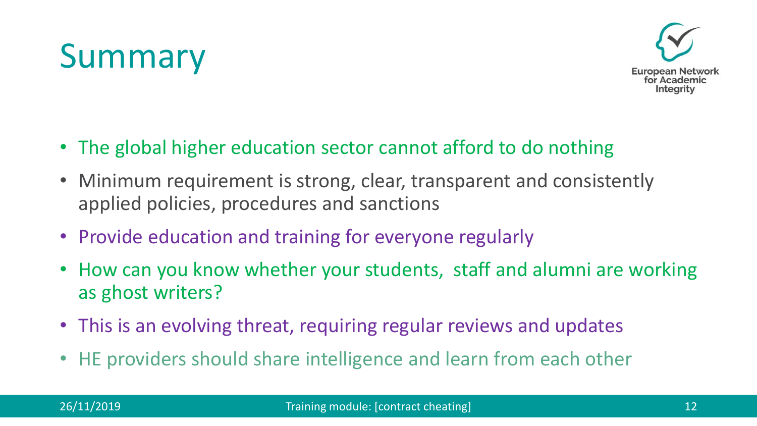# Summary

- The global higher education sector cannot afford to do nothing
- Minimum requirement is strong, clear, transparent and consistently applied policies, procedures and sanctions
- Provide education and training for everyone regularly
- How can you know whether your students, staff and alumni are working as ghost writers?
- This is an evolving threat, requiring regular reviews and updates
- HE providers should share intelligence and learn from each other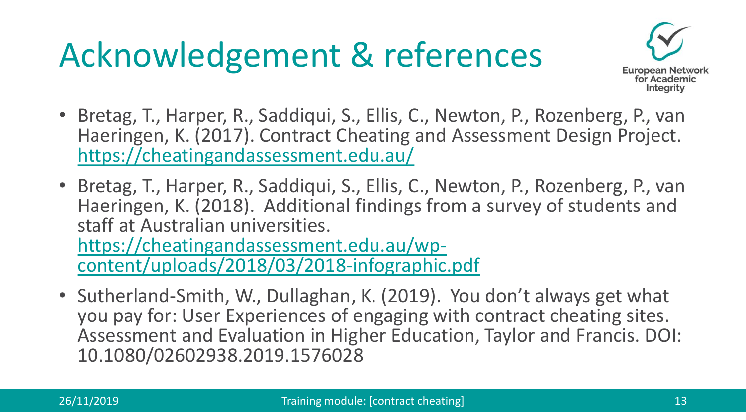# Acknowledgement & references

- Bretag, T., Harper, R., Saddiqui, S., Ellis, C., Newton, P., Rozenberg, P., van Haeringen, K. (2017). Contract Cheating and Assessment Design Project. https://cheatingandassessment.edu.au/
- Bretag, T., Harper, R., Saddiqui, S., Ellis, C., Newton, P., Rozenberg, P., van Haeringen, K. (2018). Additional findings from a survey of students and staff at Australian universities. https://cheatingandassessment.edu.au/wp-content/uploads/2018/03/2018-infographic.pdf
- Sutherland-Smith, W., Dullaghan, K. (2019). You don't always get what you pay for: User Experiences of engaging with contract cheating sites. Assessment and Evaluation in Higher Education, Taylor and Francis. DOI: 10.1080/02602938.2019.1576028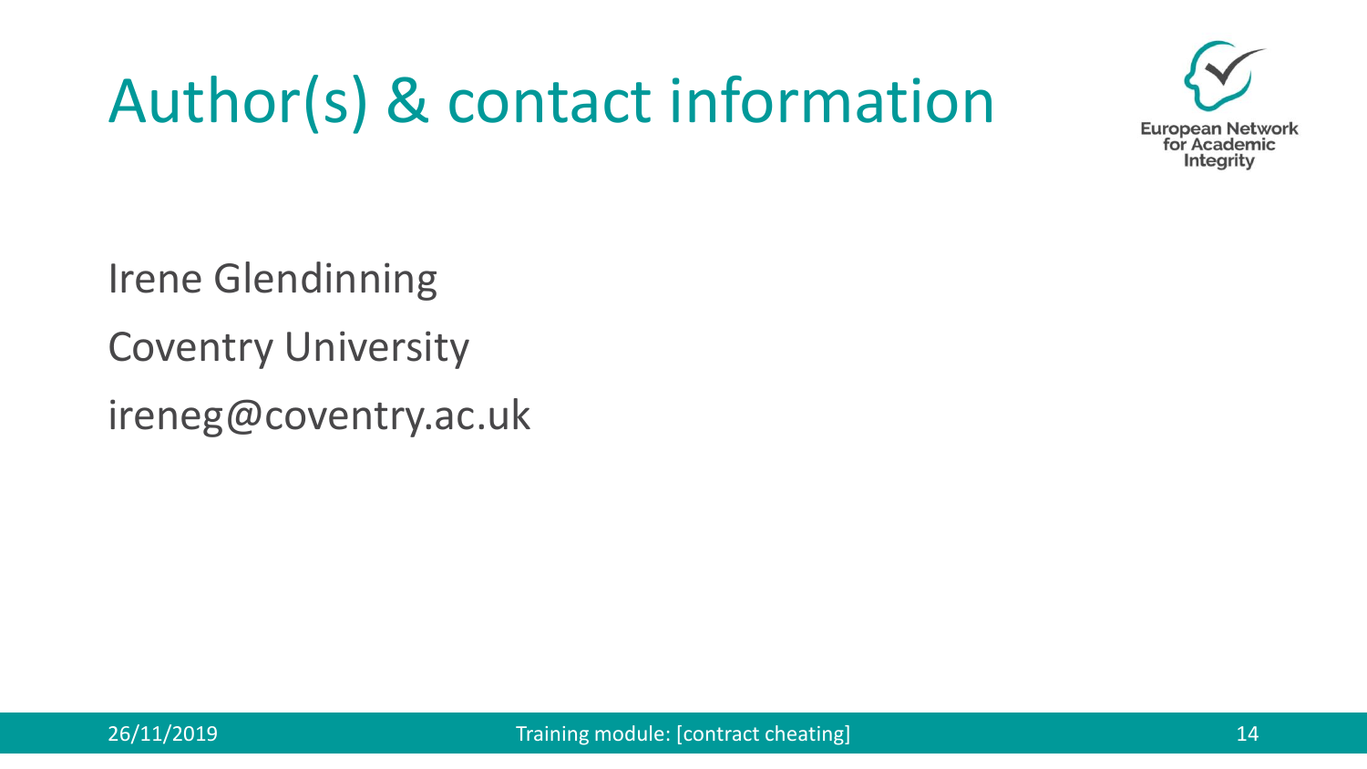# Author(s) & contact information

Irene Glendinning

Coventry University

ireneg@coventry.ac.uk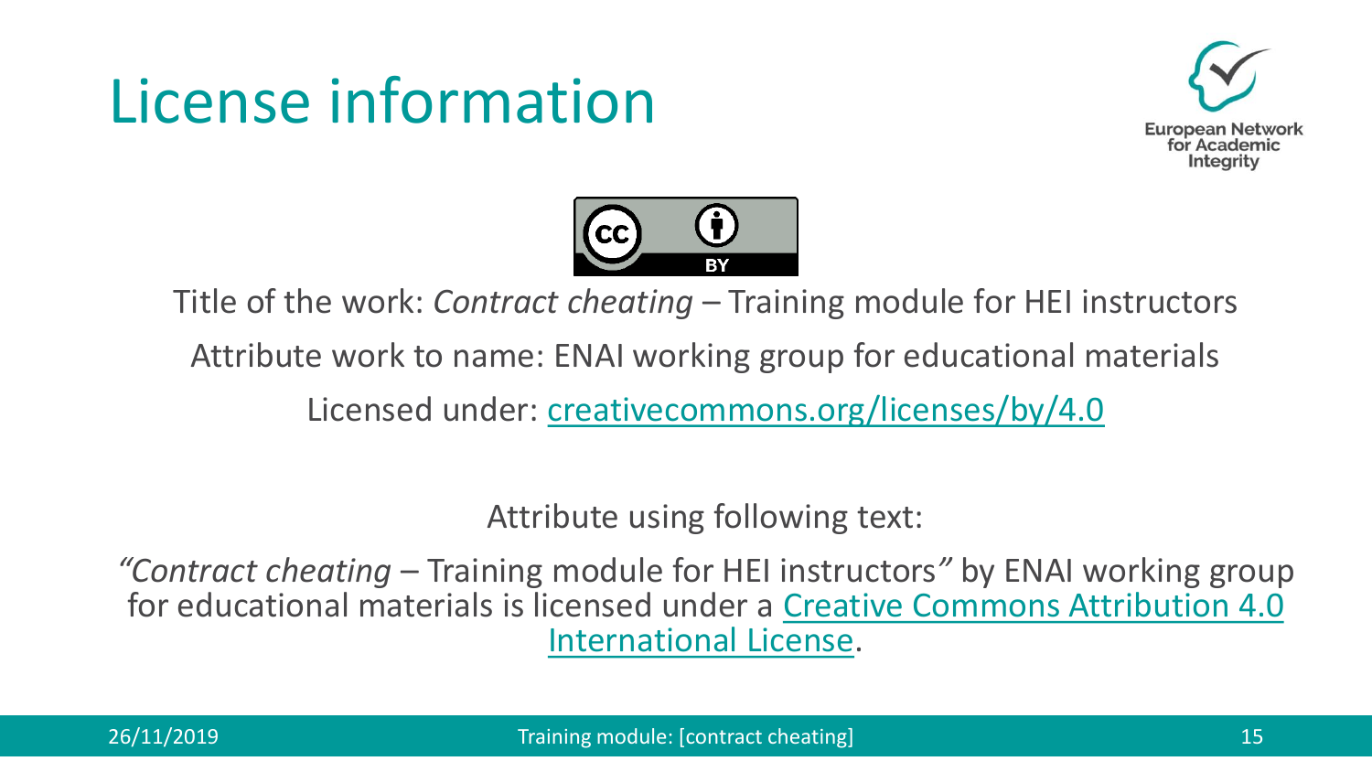# License information

Title of the work: *Contract cheating* – Training module for HEI instructors

Attribute work to name: ENAI working group for educational materials

Licensed under: [creativecommons.org/licenses/by/4.0](https://creativecommons.org/licenses/by/4.0)

Attribute using following text:

*"Contract cheating* – Training module for HEI instructors*"* by ENAI working group for educational materials is licensed under a [Creative Commons Attribution 4.0 International License](https://creativecommons.org/licenses/by/4.0).